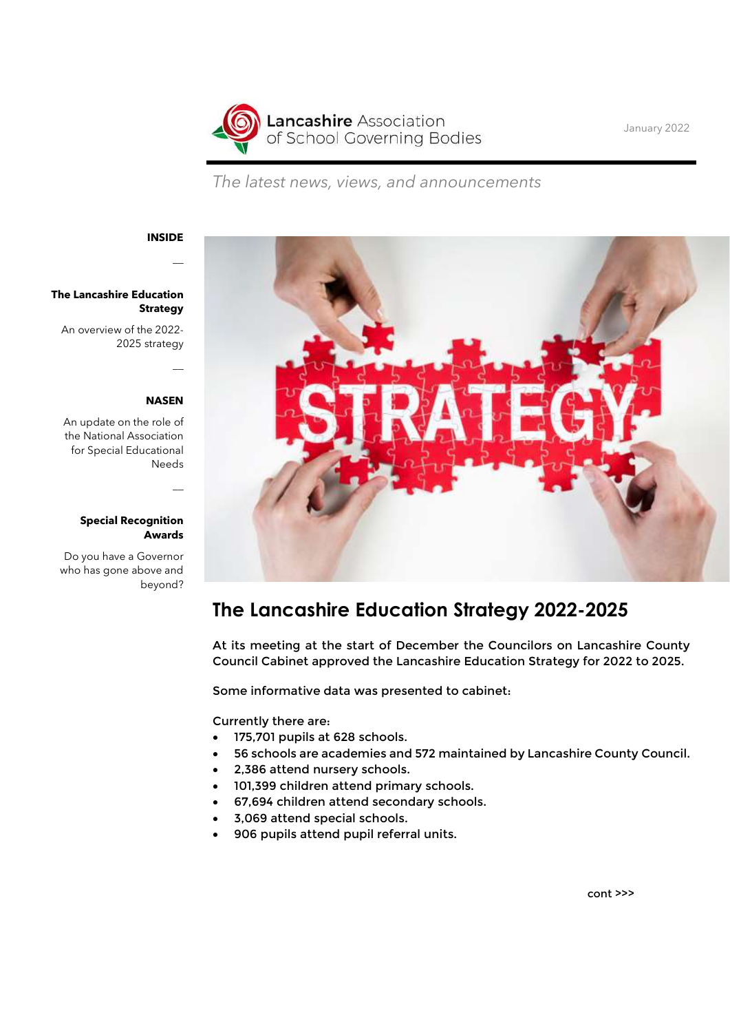# Lancashire Association of School Governing Bodies

January 2022

*The latest news, views, and announcements*

**INSIDE**

**The Lancashire Education Strategy**

An overview of the 2022-2025 strategy

**NASEN**

An update on the role of the National Association for Special Educational Needs

**Special Recognition Awards**

Do you have a Governor who has gone above and beyond?

## The Lancashire Education Strategy 2022-2025

At its meeting at the start of December the Councilors on Lancashire County Council Cabinet approved the Lancashire Education Strategy for 2022 to 2025.

Some informative data was presented to cabinet:

Currently there are:

- 175,701 pupils at 628 schools.
- 56 schools are academies and 572 maintained by Lancashire County Council.
- 2,386 attend nursery schools.
- 101,399 children attend primary schools.
- 67,694 children attend secondary schools.
- 3,069 attend special schools.
- 906 pupils attend pupil referral units.

cont >>>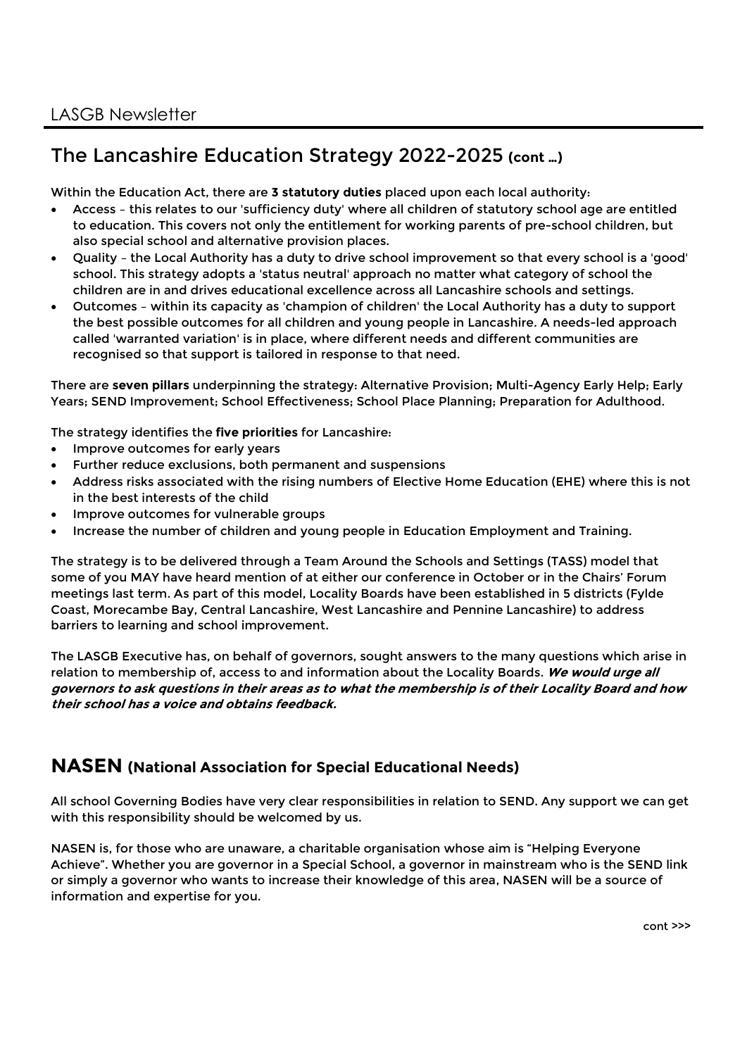## The Lancashire Education Strategy 2022-2025 **(cont …)**

Within the Education Act, there are **3 statutory duties** placed upon each local authority:

- Access – this relates to our 'sufficiency duty' where all children of statutory school age are entitled to education. This covers not only the entitlement for working parents of pre-school children, but also special school and alternative provision places.
- Quality – the Local Authority has a duty to drive school improvement so that every school is a 'good' school. This strategy adopts a 'status neutral' approach no matter what category of school the children are in and drives educational excellence across all Lancashire schools and settings.
- Outcomes – within its capacity as 'champion of children' the Local Authority has a duty to support the best possible outcomes for all children and young people in Lancashire. A needs-led approach called 'warranted variation' is in place, where different needs and different communities are recognised so that support is tailored in response to that need.

There are **seven pillars** underpinning the strategy: Alternative Provision; Multi-Agency Early Help; Early Years; SEND Improvement; School Effectiveness; School Place Planning; Preparation for Adulthood.

The strategy identifies the **five priorities** for Lancashire:

- Improve outcomes for early years
- Further reduce exclusions, both permanent and suspensions
- Address risks associated with the rising numbers of Elective Home Education (EHE) where this is not in the best interests of the child
- Improve outcomes for vulnerable groups
- Increase the number of children and young people in Education Employment and Training.

The strategy is to be delivered through a Team Around the Schools and Settings (TASS) model that some of you MAY have heard mention of at either our conference in October or in the Chairs' Forum meetings last term. As part of this model, Locality Boards have been established in 5 districts (Fylde Coast, Morecambe Bay, Central Lancashire, West Lancashire and Pennine Lancashire) to address barriers to learning and school improvement.

The LASGB Executive has, on behalf of governors, sought answers to the many questions which arise in relation to membership of, access to and information about the Locality Boards. ***We would urge all governors to ask questions in their areas as to what the membership is of their Locality Board and how their school has a voice and obtains feedback.***

## NASEN (National Association for Special Educational Needs)

All school Governing Bodies have very clear responsibilities in relation to SEND. Any support we can get with this responsibility should be welcomed by us.

NASEN is, for those who are unaware, a charitable organisation whose aim is "Helping Everyone Achieve". Whether you are governor in a Special School, a governor in mainstream who is the SEND link or simply a governor who wants to increase their knowledge of this area, NASEN will be a source of information and expertise for you.

cont >>>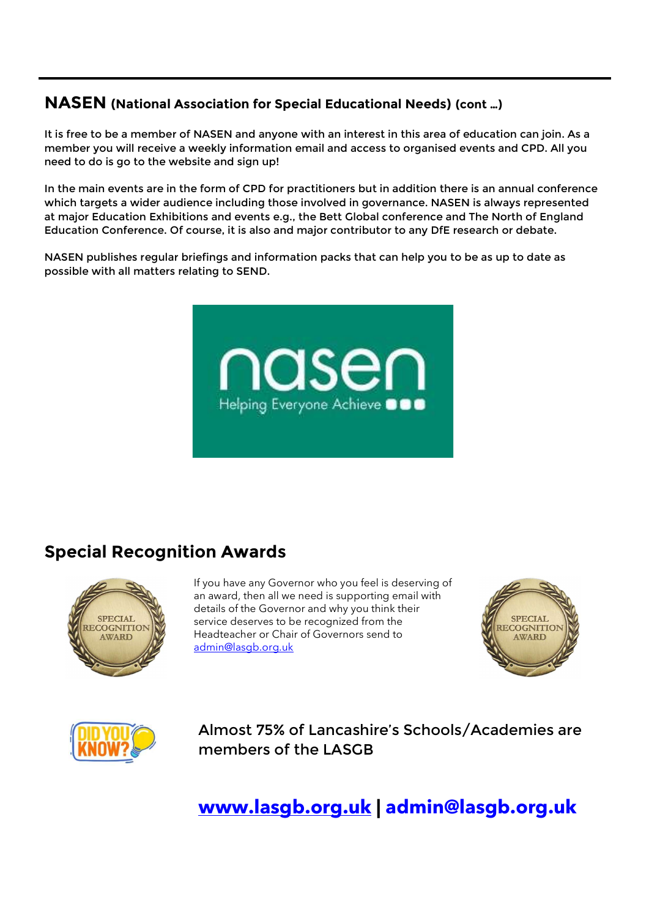## NASEN (National Association for Special Educational Needs) (cont …)

It is free to be a member of NASEN and anyone with an interest in this area of education can join. As a member you will receive a weekly information email and access to organised events and CPD. All you need to do is go to the website and sign up!

In the main events are in the form of CPD for practitioners but in addition there is an annual conference which targets a wider audience including those involved in governance. NASEN is always represented at major Education Exhibitions and events e.g., the Bett Global conference and The North of England Education Conference. Of course, it is also and major contributor to any DfE research or debate.

NASEN publishes regular briefings and information packs that can help you to be as up to date as possible with all matters relating to SEND.

## Special Recognition Awards

If you have any Governor who you feel is deserving of an award, then all we need is supporting email with details of the Governor and why you think their service deserves to be recognized from the Headteacher or Chair of Governors send to admin@lasgb.org.uk

Almost 75% of Lancashire's Schools/Academies are members of the LASGB

**www.lasgb.org.uk | admin@lasgb.org.uk**